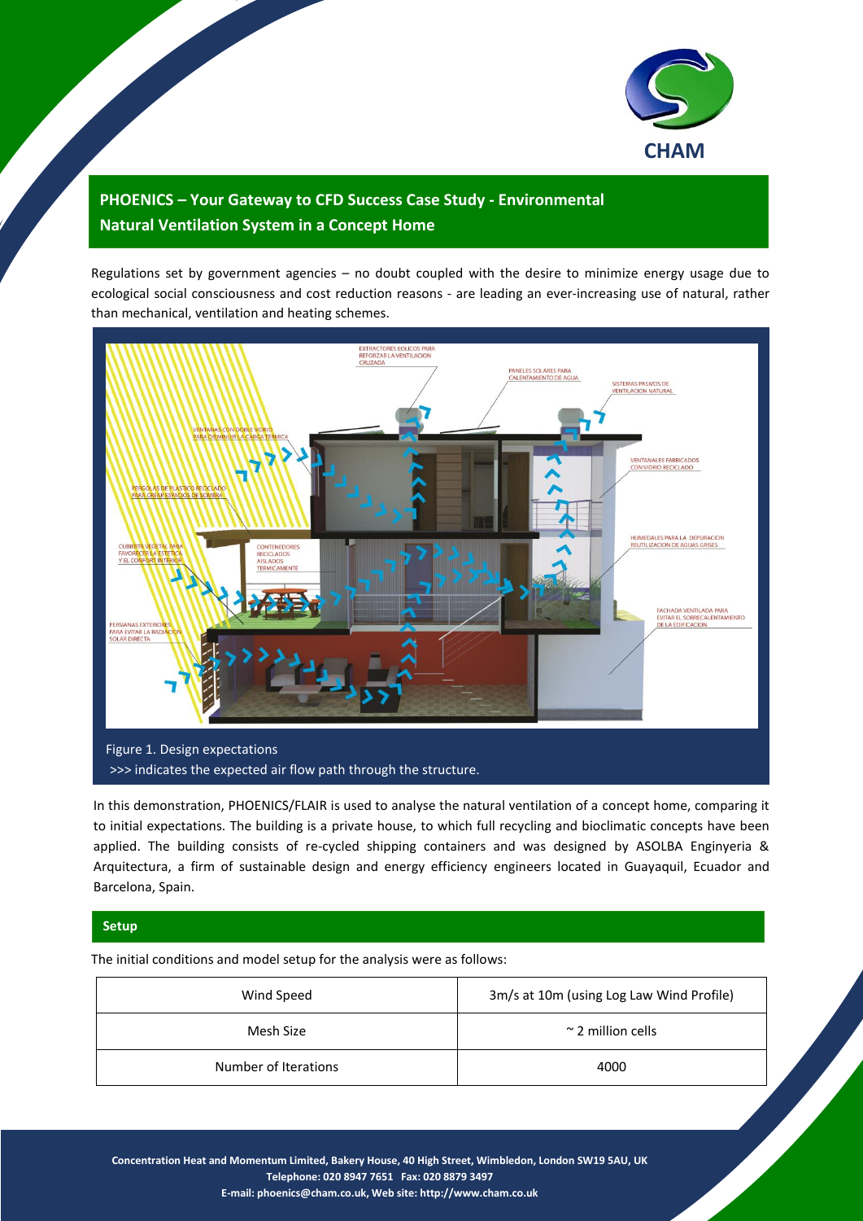## PHOENICS – Your Gateway to CFD Success Case Study - Environmental Natural Ventilation System in a Concept Home

Regulations set by government agencies – no doubt coupled with the desire to minimize energy usage due to ecological social consciousness and cost reduction reasons - are leading an ever-increasing use of natural, rather than mechanical, ventilation and heating schemes.

Figure 1. Design expectations
>>> indicates the expected air flow path through the structure.

In this demonstration, PHOENICS/FLAIR is used to analyse the natural ventilation of a concept home, comparing it to initial expectations. The building is a private house, to which full recycling and bioclimatic concepts have been applied. The building consists of re-cycled shipping containers and was designed by ASOLBA Enginyeria & Arquitectura, a firm of sustainable design and energy efficiency engineers located in Guayaquil, Ecuador and Barcelona, Spain.

### Setup

The initial conditions and model setup for the analysis were as follows:

| Wind Speed | 3m/s at 10m (using Log Law Wind Profile) |
|---|---|
| Mesh Size | ~ 2 million cells |
| Number of Iterations | 4000 |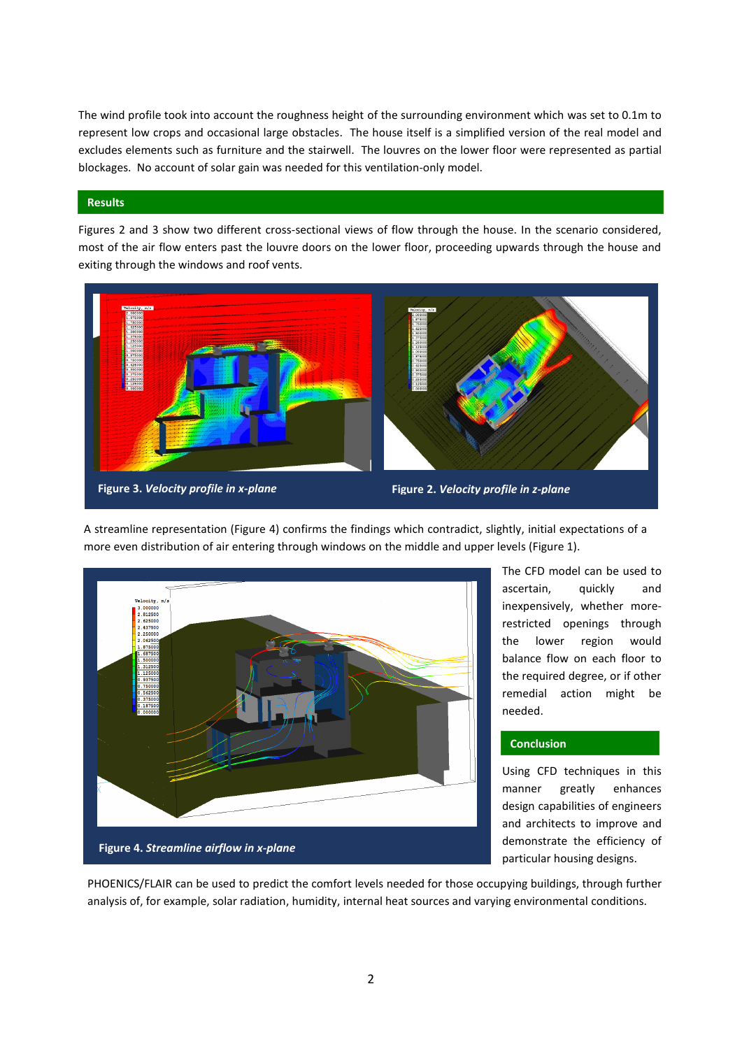The wind profile took into account the roughness height of the surrounding environment which was set to 0.1m to represent low crops and occasional large obstacles. The house itself is a simplified version of the real model and excludes elements such as furniture and the stairwell. The louvres on the lower floor were represented as partial blockages. No account of solar gain was needed for this ventilation-only model.

## Results

Figures 2 and 3 show two different cross-sectional views of flow through the house. In the scenario considered, most of the air flow enters past the louvre doors on the lower floor, proceeding upwards through the house and exiting through the windows and roof vents.

**Figure 3.** ***Velocity profile in x-plane***

**Figure 2.** ***Velocity profile in z-plane***

A streamline representation (Figure 4) confirms the findings which contradict, slightly, initial expectations of a more even distribution of air entering through windows on the middle and upper levels (Figure 1).

**Figure 4.** ***Streamline airflow in x-plane***

The CFD model can be used to ascertain, quickly and inexpensively, whether more-restricted openings through the lower region would balance flow on each floor to the required degree, or if other remedial action might be needed.

## Conclusion

Using CFD techniques in this manner greatly enhances design capabilities of engineers and architects to improve and demonstrate the efficiency of particular housing designs.

PHOENICS/FLAIR can be used to predict the comfort levels needed for those occupying buildings, through further analysis of, for example, solar radiation, humidity, internal heat sources and varying environmental conditions.